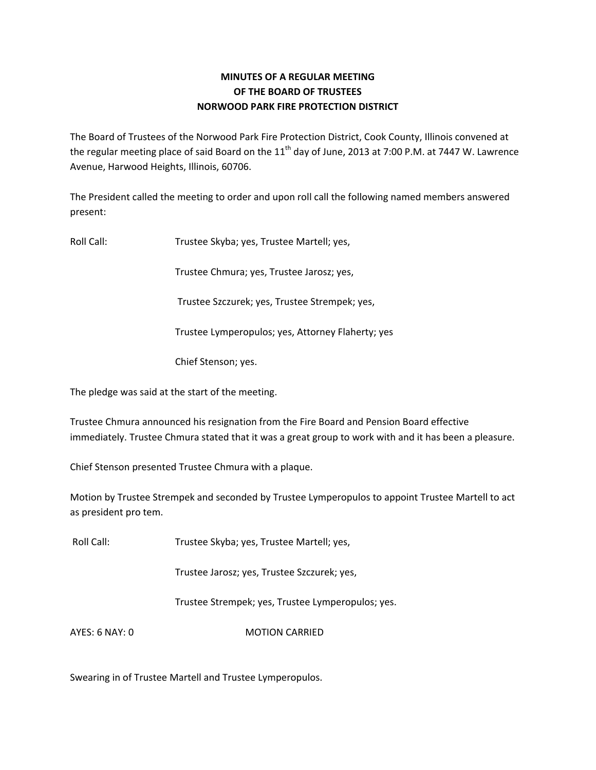**MINUTES OF A REGULAR MEETING**
**OF THE BOARD OF TRUSTEES**
**NORWOOD PARK FIRE PROTECTION DISTRICT**

The Board of Trustees of the Norwood Park Fire Protection District, Cook County, Illinois convened at the regular meeting place of said Board on the 11th day of June, 2013 at 7:00 P.M. at 7447 W. Lawrence Avenue, Harwood Heights, Illinois, 60706.

The President called the meeting to order and upon roll call the following named members answered present:

Roll Call: Trustee Skyba; yes, Trustee Martell; yes,

Trustee Chmura; yes, Trustee Jarosz; yes,

Trustee Szczurek; yes, Trustee Strempek; yes,

Trustee Lymperopulos; yes, Attorney Flaherty; yes

Chief Stenson; yes.

The pledge was said at the start of the meeting.

Trustee Chmura announced his resignation from the Fire Board and Pension Board effective immediately. Trustee Chmura stated that it was a great group to work with and it has been a pleasure.

Chief Stenson presented Trustee Chmura with a plaque.

Motion by Trustee Strempek and seconded by Trustee Lymperopulos to appoint Trustee Martell to act as president pro tem.

Roll Call: Trustee Skyba; yes, Trustee Martell; yes,

Trustee Jarosz; yes, Trustee Szczurek; yes,

Trustee Strempek; yes, Trustee Lymperopulos; yes.

AYES: 6 NAY: 0 MOTION CARRIED

Swearing in of Trustee Martell and Trustee Lymperopulos.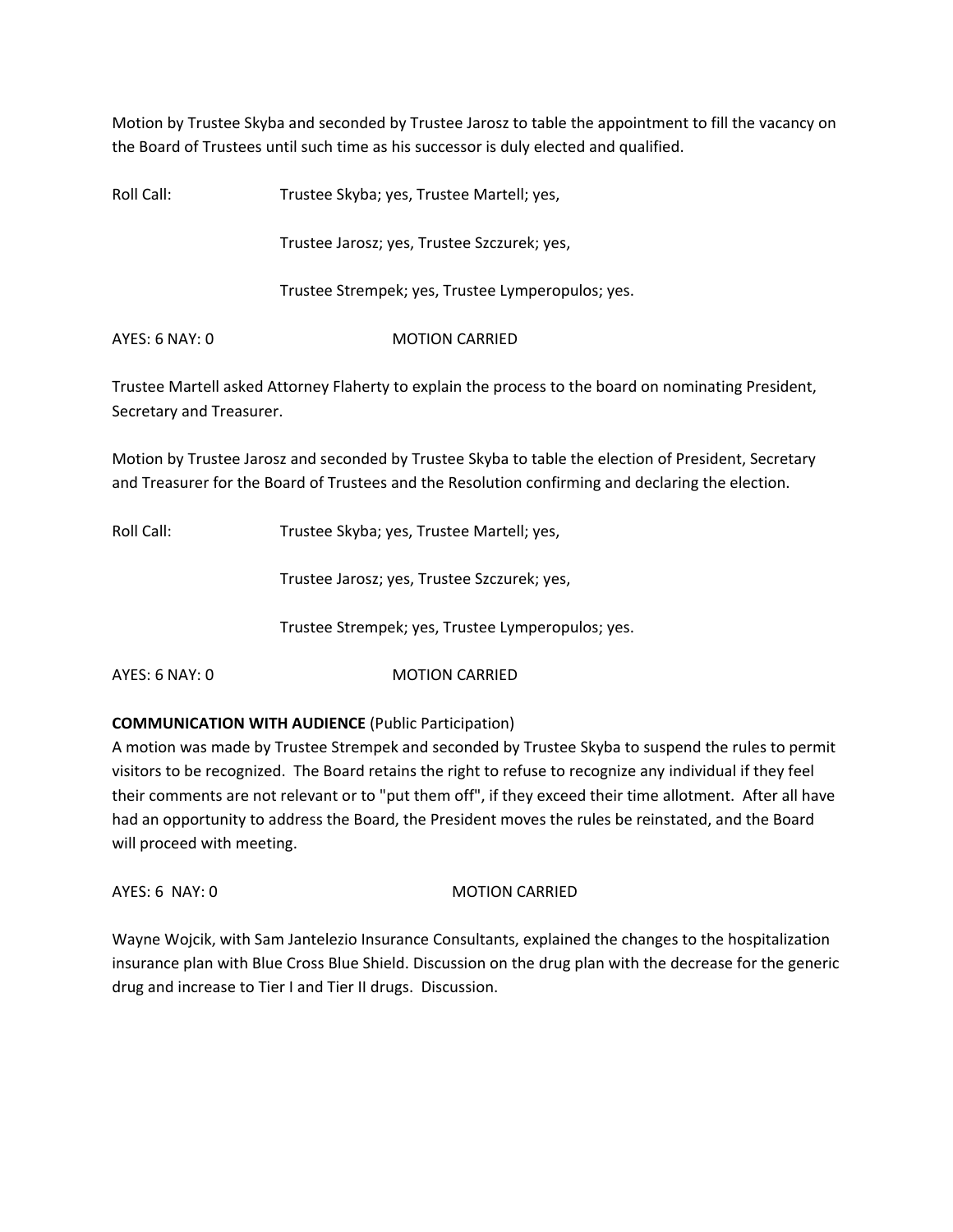Motion by Trustee Skyba and seconded by Trustee Jarosz to table the appointment to fill the vacancy on the Board of Trustees until such time as his successor is duly elected and qualified.

Roll Call: Trustee Skyba; yes, Trustee Martell; yes,

Trustee Jarosz; yes, Trustee Szczurek; yes,

Trustee Strempek; yes, Trustee Lymperopulos; yes.

AYES: 6 NAY: 0 MOTION CARRIED

Trustee Martell asked Attorney Flaherty to explain the process to the board on nominating President, Secretary and Treasurer.

Motion by Trustee Jarosz and seconded by Trustee Skyba to table the election of President, Secretary and Treasurer for the Board of Trustees and the Resolution confirming and declaring the election.

Roll Call: Trustee Skyba; yes, Trustee Martell; yes,

Trustee Jarosz; yes, Trustee Szczurek; yes,

Trustee Strempek; yes, Trustee Lymperopulos; yes.

AYES: 6 NAY: 0 MOTION CARRIED

**COMMUNICATION WITH AUDIENCE** (Public Participation)
A motion was made by Trustee Strempek and seconded by Trustee Skyba to suspend the rules to permit visitors to be recognized. The Board retains the right to refuse to recognize any individual if they feel their comments are not relevant or to "put them off", if they exceed their time allotment. After all have had an opportunity to address the Board, the President moves the rules be reinstated, and the Board will proceed with meeting.

AYES: 6 NAY: 0 MOTION CARRIED

Wayne Wojcik, with Sam Jantelezio Insurance Consultants, explained the changes to the hospitalization insurance plan with Blue Cross Blue Shield. Discussion on the drug plan with the decrease for the generic drug and increase to Tier I and Tier II drugs. Discussion.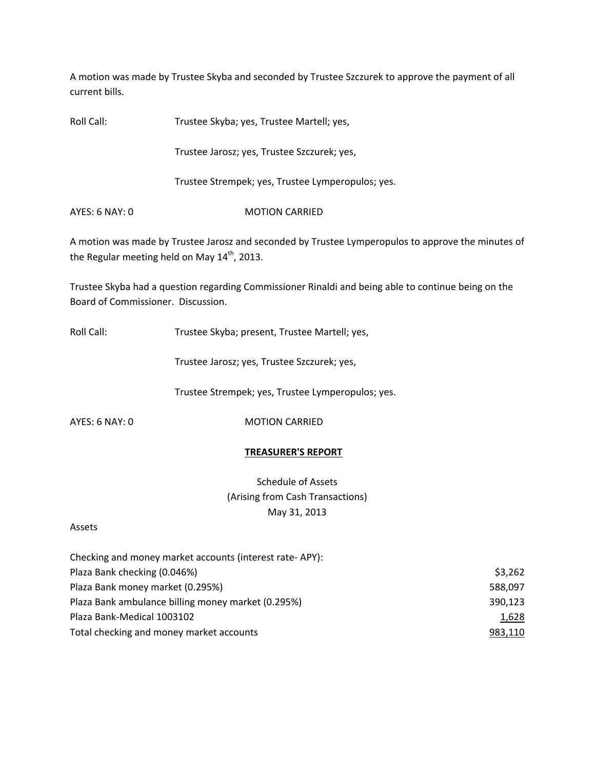A motion was made by Trustee Skyba and seconded by Trustee Szczurek to approve the payment of all current bills.

Roll Call: Trustee Skyba; yes, Trustee Martell; yes,

Trustee Jarosz; yes, Trustee Szczurek; yes,

Trustee Strempek; yes, Trustee Lymperopulos; yes.

AYES: 6 NAY: 0 MOTION CARRIED

A motion was made by Trustee Jarosz and seconded by Trustee Lymperopulos to approve the minutes of the Regular meeting held on May 14th, 2013.

Trustee Skyba had a question regarding Commissioner Rinaldi and being able to continue being on the Board of Commissioner. Discussion.

Roll Call: Trustee Skyba; present, Trustee Martell; yes,

Trustee Jarosz; yes, Trustee Szczurek; yes,

Trustee Strempek; yes, Trustee Lymperopulos; yes.

AYES: 6 NAY: 0 MOTION CARRIED

## TREASURER'S REPORT

Schedule of Assets
(Arising from Cash Transactions)
May 31, 2013

Assets

| Checking and money market accounts (interest rate- APY): | |
|---|---|
| Plaza Bank checking (0.046%) | $3,262 |
| Plaza Bank money market (0.295%) | 588,097 |
| Plaza Bank ambulance billing money market (0.295%) | 390,123 |
| Plaza Bank-Medical 1003102 | 1,628 |
| Total checking and money market accounts | 983,110 |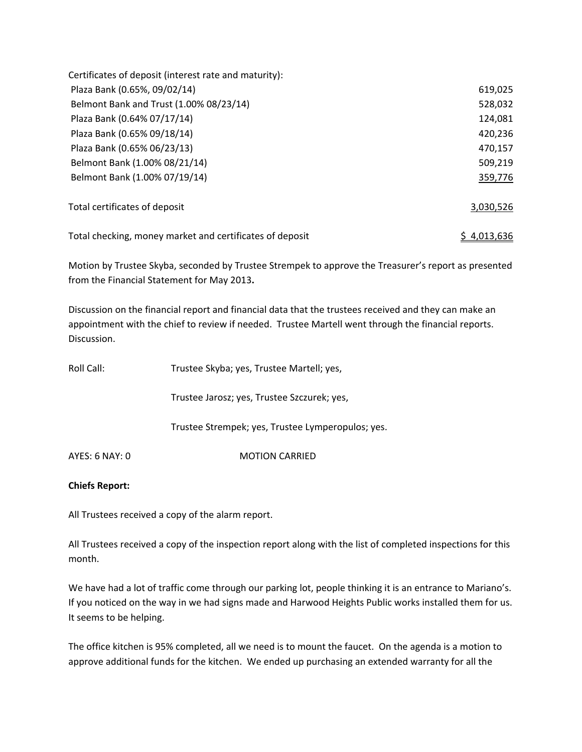| Certificates of deposit (interest rate and maturity): | |
|---|---|
| Plaza Bank (0.65%, 09/02/14) | 619,025 |
| Belmont Bank and Trust (1.00% 08/23/14) | 528,032 |
| Plaza Bank (0.64% 07/17/14) | 124,081 |
| Plaza Bank (0.65% 09/18/14) | 420,236 |
| Plaza Bank (0.65% 06/23/13) | 470,157 |
| Belmont Bank (1.00% 08/21/14) | 509,219 |
| Belmont Bank (1.00% 07/19/14) | 359,776 |
| Total certificates of deposit | 3,030,526 |
| Total checking, money market and certificates of deposit | $ 4,013,636 |

Motion by Trustee Skyba, seconded by Trustee Strempek to approve the Treasurer's report as presented from the Financial Statement for May 2013**.**

Discussion on the financial report and financial data that the trustees received and they can make an appointment with the chief to review if needed. Trustee Martell went through the financial reports. Discussion.

Roll Call: Trustee Skyba; yes, Trustee Martell; yes,

Trustee Jarosz; yes, Trustee Szczurek; yes,

Trustee Strempek; yes, Trustee Lymperopulos; yes.

AYES: 6 NAY: 0 MOTION CARRIED

**Chiefs Report:**

All Trustees received a copy of the alarm report.

All Trustees received a copy of the inspection report along with the list of completed inspections for this month.

We have had a lot of traffic come through our parking lot, people thinking it is an entrance to Mariano's. If you noticed on the way in we had signs made and Harwood Heights Public works installed them for us. It seems to be helping.

The office kitchen is 95% completed, all we need is to mount the faucet. On the agenda is a motion to approve additional funds for the kitchen. We ended up purchasing an extended warranty for all the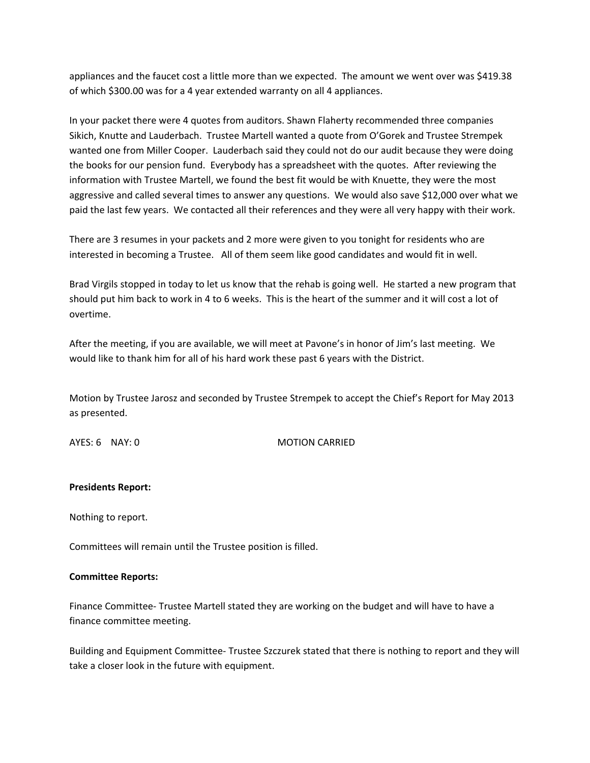appliances and the faucet cost a little more than we expected. The amount we went over was $419.38 of which $300.00 was for a 4 year extended warranty on all 4 appliances.

In your packet there were 4 quotes from auditors. Shawn Flaherty recommended three companies Sikich, Knutte and Lauderbach. Trustee Martell wanted a quote from O'Gorek and Trustee Strempek wanted one from Miller Cooper. Lauderbach said they could not do our audit because they were doing the books for our pension fund. Everybody has a spreadsheet with the quotes. After reviewing the information with Trustee Martell, we found the best fit would be with Knuette, they were the most aggressive and called several times to answer any questions. We would also save $12,000 over what we paid the last few years. We contacted all their references and they were all very happy with their work.

There are 3 resumes in your packets and 2 more were given to you tonight for residents who are interested in becoming a Trustee. All of them seem like good candidates and would fit in well.

Brad Virgils stopped in today to let us know that the rehab is going well. He started a new program that should put him back to work in 4 to 6 weeks. This is the heart of the summer and it will cost a lot of overtime.

After the meeting, if you are available, we will meet at Pavone's in honor of Jim's last meeting. We would like to thank him for all of his hard work these past 6 years with the District.

Motion by Trustee Jarosz and seconded by Trustee Strempek to accept the Chief's Report for May 2013 as presented.

AYES: 6 NAY: 0 MOTION CARRIED

**Presidents Report:**

Nothing to report.

Committees will remain until the Trustee position is filled.

**Committee Reports:**

Finance Committee- Trustee Martell stated they are working on the budget and will have to have a finance committee meeting.

Building and Equipment Committee- Trustee Szczurek stated that there is nothing to report and they will take a closer look in the future with equipment.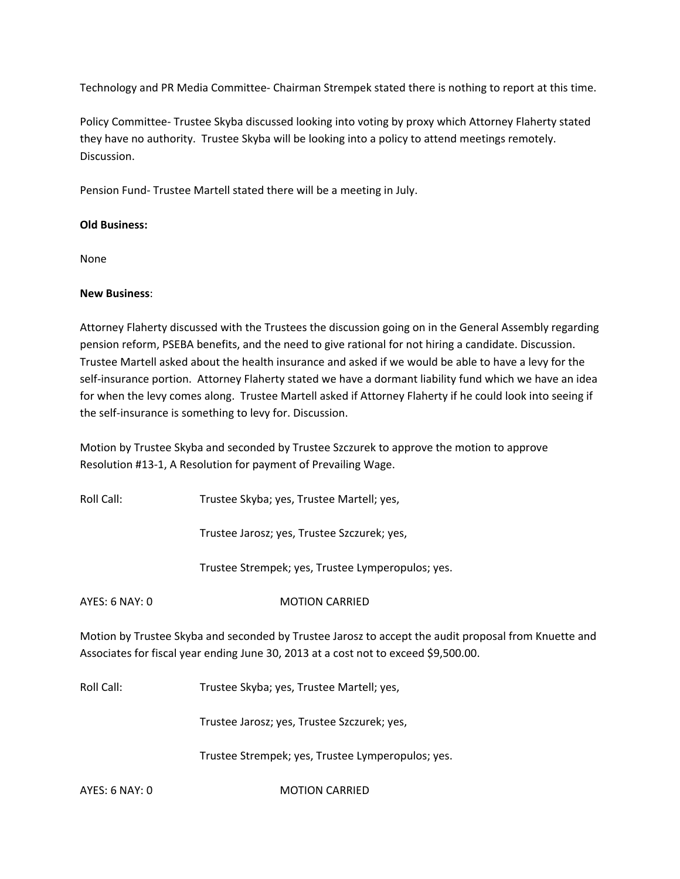Technology and PR Media Committee- Chairman Strempek stated there is nothing to report at this time.

Policy Committee- Trustee Skyba discussed looking into voting by proxy which Attorney Flaherty stated they have no authority. Trustee Skyba will be looking into a policy to attend meetings remotely. Discussion.

Pension Fund- Trustee Martell stated there will be a meeting in July.

**Old Business:**

None

**New Business**:

Attorney Flaherty discussed with the Trustees the discussion going on in the General Assembly regarding pension reform, PSEBA benefits, and the need to give rational for not hiring a candidate. Discussion. Trustee Martell asked about the health insurance and asked if we would be able to have a levy for the self-insurance portion. Attorney Flaherty stated we have a dormant liability fund which we have an idea for when the levy comes along. Trustee Martell asked if Attorney Flaherty if he could look into seeing if the self-insurance is something to levy for. Discussion.

Motion by Trustee Skyba and seconded by Trustee Szczurek to approve the motion to approve Resolution #13-1, A Resolution for payment of Prevailing Wage.

Roll Call: Trustee Skyba; yes, Trustee Martell; yes,

Trustee Jarosz; yes, Trustee Szczurek; yes,

Trustee Strempek; yes, Trustee Lymperopulos; yes.

AYES: 6 NAY: 0 MOTION CARRIED

Motion by Trustee Skyba and seconded by Trustee Jarosz to accept the audit proposal from Knuette and Associates for fiscal year ending June 30, 2013 at a cost not to exceed $9,500.00.

Roll Call: Trustee Skyba; yes, Trustee Martell; yes,

Trustee Jarosz; yes, Trustee Szczurek; yes,

Trustee Strempek; yes, Trustee Lymperopulos; yes.

AYES: 6 NAY: 0 MOTION CARRIED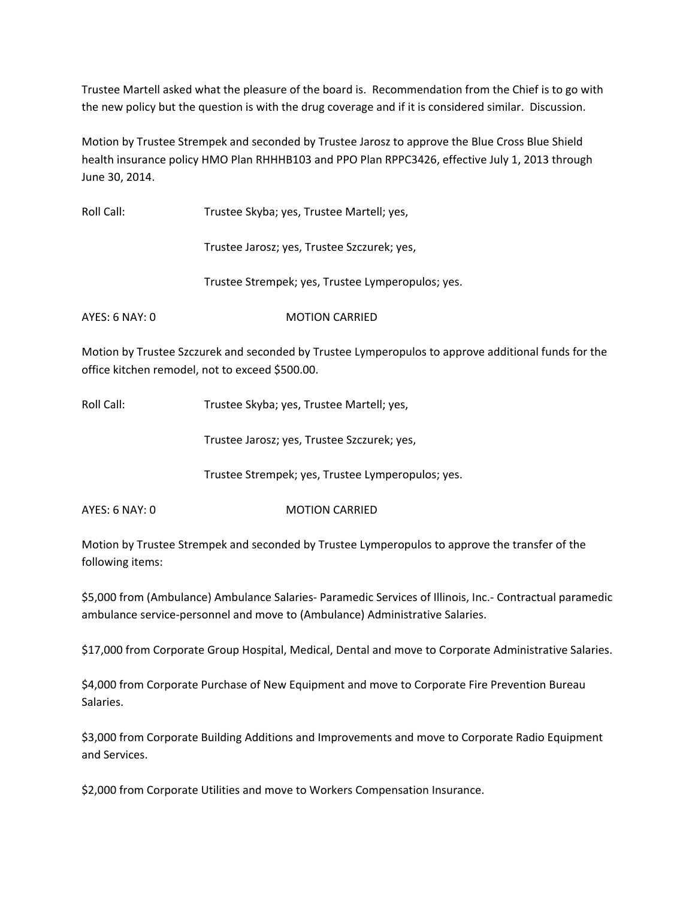Trustee Martell asked what the pleasure of the board is. Recommendation from the Chief is to go with the new policy but the question is with the drug coverage and if it is considered similar. Discussion.

Motion by Trustee Strempek and seconded by Trustee Jarosz to approve the Blue Cross Blue Shield health insurance policy HMO Plan RHHHB103 and PPO Plan RPPC3426, effective July 1, 2013 through June 30, 2014.

Roll Call: Trustee Skyba; yes, Trustee Martell; yes,

Trustee Jarosz; yes, Trustee Szczurek; yes,

Trustee Strempek; yes, Trustee Lymperopulos; yes.

AYES: 6 NAY: 0 MOTION CARRIED

Motion by Trustee Szczurek and seconded by Trustee Lymperopulos to approve additional funds for the office kitchen remodel, not to exceed $500.00.

Roll Call: Trustee Skyba; yes, Trustee Martell; yes,

Trustee Jarosz; yes, Trustee Szczurek; yes,

Trustee Strempek; yes, Trustee Lymperopulos; yes.

AYES: 6 NAY: 0 MOTION CARRIED

Motion by Trustee Strempek and seconded by Trustee Lymperopulos to approve the transfer of the following items:

$5,000 from (Ambulance) Ambulance Salaries- Paramedic Services of Illinois, Inc.- Contractual paramedic ambulance service-personnel and move to (Ambulance) Administrative Salaries.

$17,000 from Corporate Group Hospital, Medical, Dental and move to Corporate Administrative Salaries.

$4,000 from Corporate Purchase of New Equipment and move to Corporate Fire Prevention Bureau Salaries.

$3,000 from Corporate Building Additions and Improvements and move to Corporate Radio Equipment and Services.

$2,000 from Corporate Utilities and move to Workers Compensation Insurance.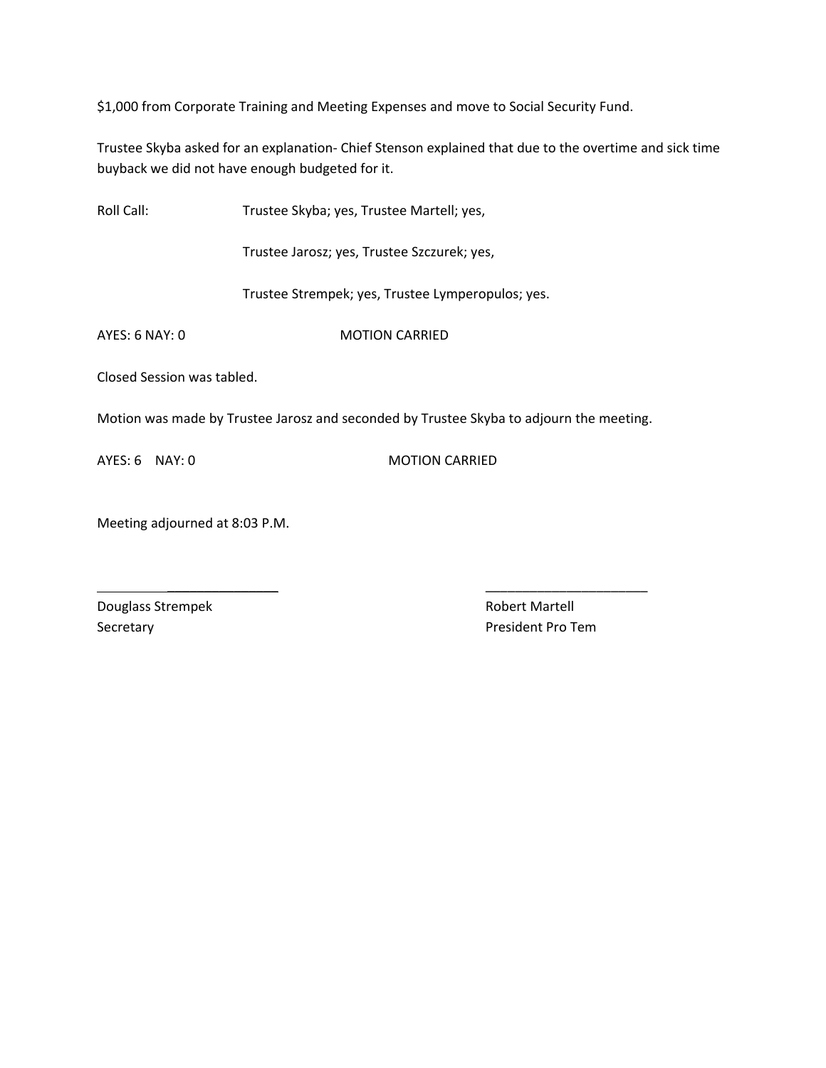$1,000 from Corporate Training and Meeting Expenses and move to Social Security Fund.

Trustee Skyba asked for an explanation- Chief Stenson explained that due to the overtime and sick time buyback we did not have enough budgeted for it.

Roll Call: Trustee Skyba; yes, Trustee Martell; yes,

Trustee Jarosz; yes, Trustee Szczurek; yes,

Trustee Strempek; yes, Trustee Lymperopulos; yes.

AYES: 6 NAY: 0 MOTION CARRIED

Closed Session was tabled.

Motion was made by Trustee Jarosz and seconded by Trustee Skyba to adjourn the meeting.

AYES: 6 NAY: 0 MOTION CARRIED

Meeting adjourned at 8:03 P.M.

_________________________ _________________________

Douglass Strempek
Secretary

Robert Martell
President Pro Tem